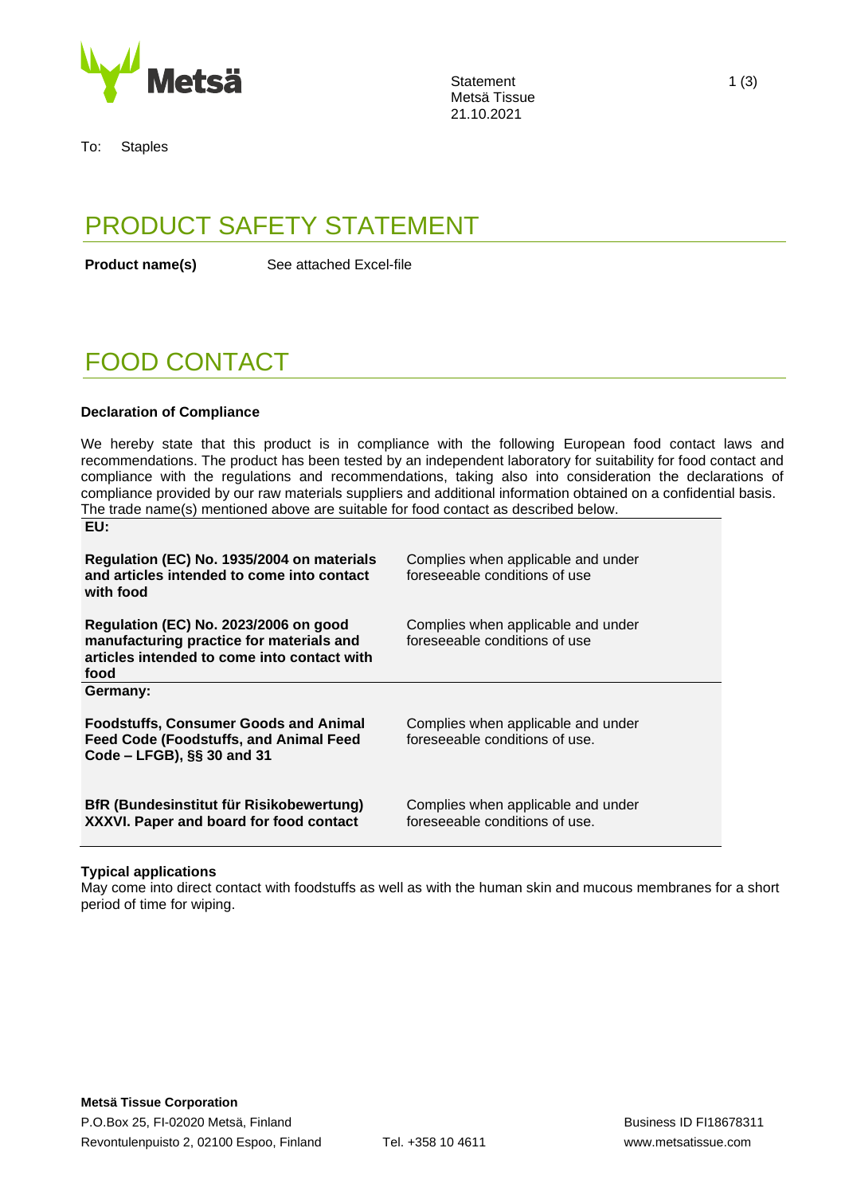Statement
Metsä Tissue
21.10.2021

To: Staples

# PRODUCT SAFETY STATEMENT

**Product name(s)** See attached Excel-file

# FOOD CONTACT

**Declaration of Compliance**

We hereby state that this product is in compliance with the following European food contact laws and recommendations. The product has been tested by an independent laboratory for suitability for food contact and compliance with the regulations and recommendations, taking also into consideration the declarations of compliance provided by our raw materials suppliers and additional information obtained on a confidential basis. The trade name(s) mentioned above are suitable for food contact as described below.

| | |
|---|---|
| **EU:** | |
| **Regulation (EC) No. 1935/2004 on materials and articles intended to come into contact with food** | Complies when applicable and under foreseeable conditions of use |
| **Regulation (EC) No. 2023/2006 on good manufacturing practice for materials and articles intended to come into contact with food** | Complies when applicable and under foreseeable conditions of use |
| **Germany:** | |
| **Foodstuffs, Consumer Goods and Animal Feed Code (Foodstuffs, and Animal Feed Code – LFGB), §§ 30 and 31** | Complies when applicable and under foreseeable conditions of use. |
| **BfR (Bundesinstitut für Risikobewertung) XXXVI. Paper and board for food contact** | Complies when applicable and under foreseeable conditions of use. |

**Typical applications**
May come into direct contact with foodstuffs as well as with the human skin and mucous membranes for a short period of time for wiping.

**Metsä Tissue Corporation**
P.O.Box 25, FI-02020 Metsä, Finland
Revontulenpuisto 2, 02100 Espoo, Finland
Tel. +358 10 4611
Business ID FI18678311
www.metsatissue.com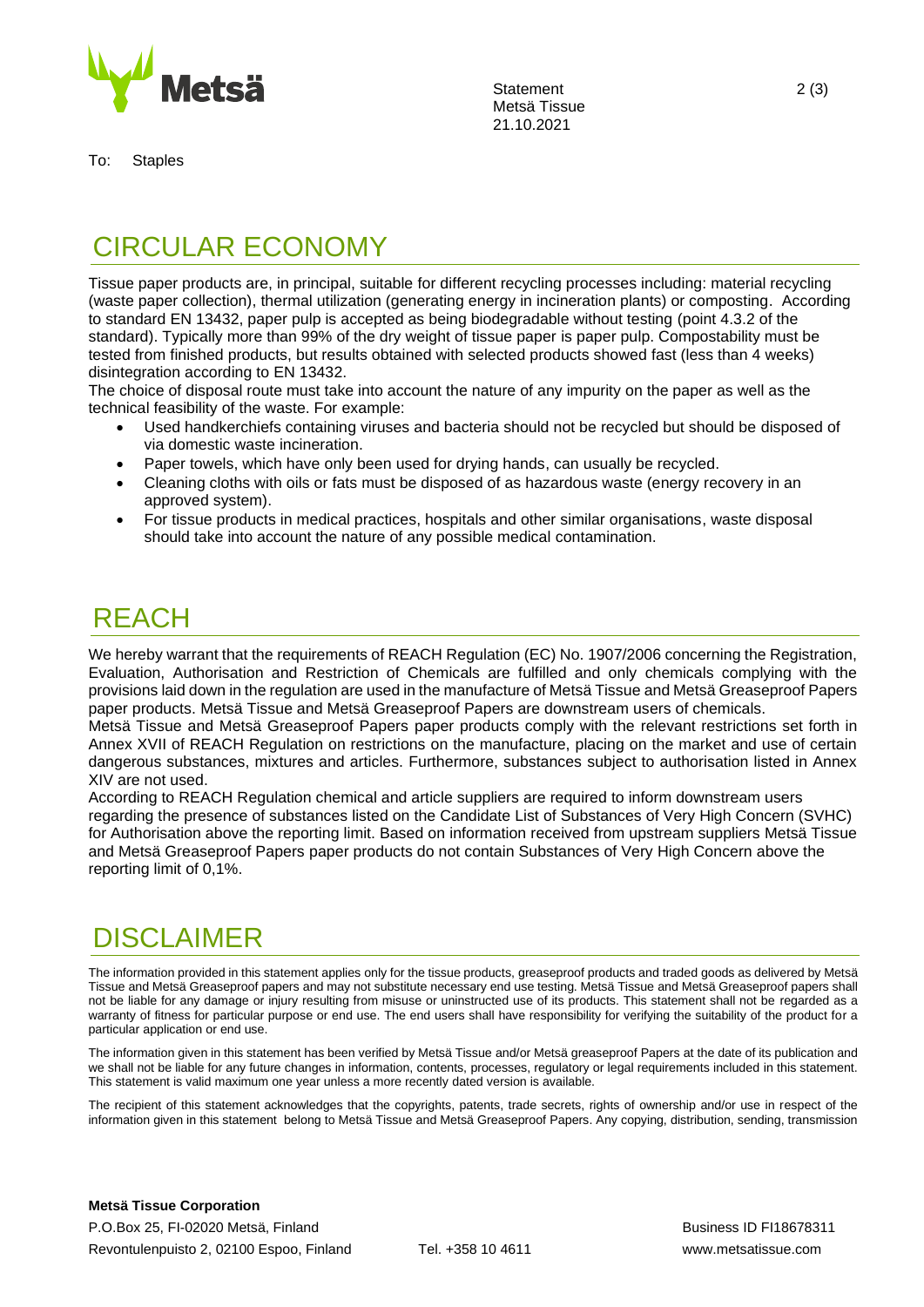To: Staples

# CIRCULAR ECONOMY

Tissue paper products are, in principal, suitable for different recycling processes including: material recycling (waste paper collection), thermal utilization (generating energy in incineration plants) or composting. According to standard EN 13432, paper pulp is accepted as being biodegradable without testing (point 4.3.2 of the standard). Typically more than 99% of the dry weight of tissue paper is paper pulp. Compostability must be tested from finished products, but results obtained with selected products showed fast (less than 4 weeks) disintegration according to EN 13432.

The choice of disposal route must take into account the nature of any impurity on the paper as well as the technical feasibility of the waste. For example:

- Used handkerchiefs containing viruses and bacteria should not be recycled but should be disposed of via domestic waste incineration.
- Paper towels, which have only been used for drying hands, can usually be recycled.
- Cleaning cloths with oils or fats must be disposed of as hazardous waste (energy recovery in an approved system).
- For tissue products in medical practices, hospitals and other similar organisations, waste disposal should take into account the nature of any possible medical contamination.

# REACH

We hereby warrant that the requirements of REACH Regulation (EC) No. 1907/2006 concerning the Registration, Evaluation, Authorisation and Restriction of Chemicals are fulfilled and only chemicals complying with the provisions laid down in the regulation are used in the manufacture of Metsä Tissue and Metsä Greaseproof Papers paper products. Metsä Tissue and Metsä Greaseproof Papers are downstream users of chemicals.

Metsä Tissue and Metsä Greaseproof Papers paper products comply with the relevant restrictions set forth in Annex XVII of REACH Regulation on restrictions on the manufacture, placing on the market and use of certain dangerous substances, mixtures and articles. Furthermore, substances subject to authorisation listed in Annex XIV are not used.

According to REACH Regulation chemical and article suppliers are required to inform downstream users regarding the presence of substances listed on the Candidate List of Substances of Very High Concern (SVHC) for Authorisation above the reporting limit. Based on information received from upstream suppliers Metsä Tissue and Metsä Greaseproof Papers paper products do not contain Substances of Very High Concern above the reporting limit of 0,1%.

# DISCLAIMER

The information provided in this statement applies only for the tissue products, greaseproof products and traded goods as delivered by Metsä Tissue and Metsä Greaseproof papers and may not substitute necessary end use testing. Metsä Tissue and Metsä Greaseproof papers shall not be liable for any damage or injury resulting from misuse or uninstructed use of its products. This statement shall not be regarded as a warranty of fitness for particular purpose or end use. The end users shall have responsibility for verifying the suitability of the product for a particular application or end use.

The information given in this statement has been verified by Metsä Tissue and/or Metsä greaseproof Papers at the date of its publication and we shall not be liable for any future changes in information, contents, processes, regulatory or legal requirements included in this statement. This statement is valid maximum one year unless a more recently dated version is available.

The recipient of this statement acknowledges that the copyrights, patents, trade secrets, rights of ownership and/or use in respect of the information given in this statement belong to Metsä Tissue and Metsä Greaseproof Papers. Any copying, distribution, sending, transmission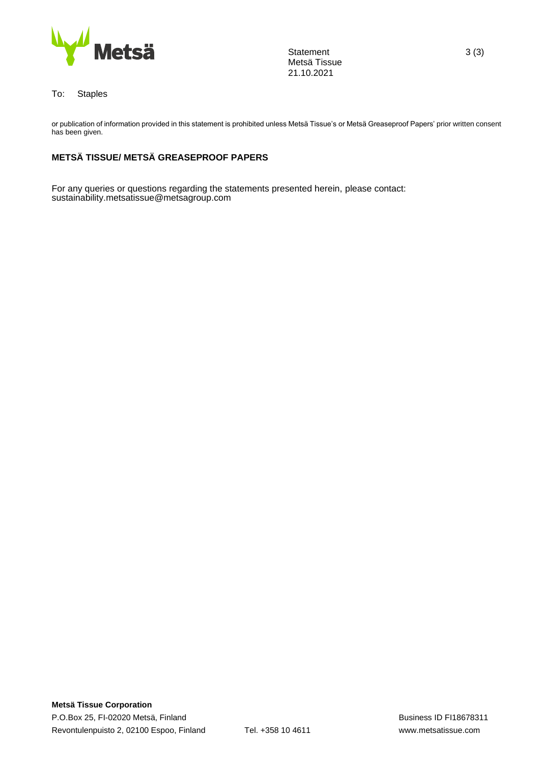To: Staples

or publication of information provided in this statement is prohibited unless Metsä Tissue's or Metsä Greaseproof Papers' prior written consent has been given.

**METSÄ TISSUE/ METSÄ GREASEPROOF PAPERS**

For any queries or questions regarding the statements presented herein, please contact:
sustainability.metsatissue@metsagroup.com

**Metsä Tissue Corporation**
P.O.Box 25, FI-02020 Metsä, Finland
Revontulenpuisto 2, 02100 Espoo, Finland Tel. +358 10 4611
Business ID FI18678311
www.metsatissue.com